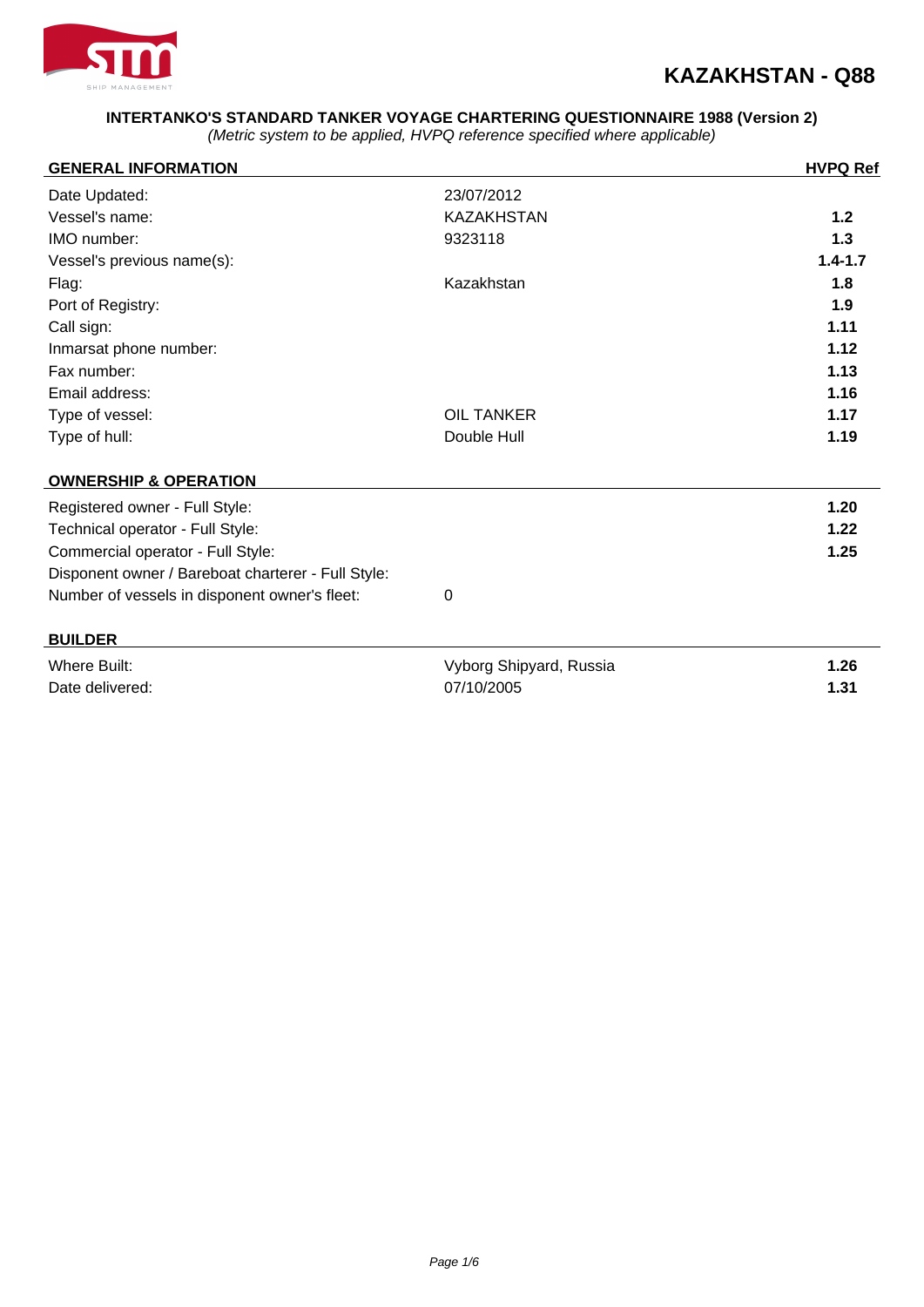# KAZAKHSTAN - Q88

**INTERTANKO'S STANDARD TANKER VOYAGE CHARTERING QUESTIONNAIRE 1988 (Version 2)**

*(Metric system to be applied, HVPQ reference specified where applicable)*

| GENERAL INFORMATION | | HVPQ Ref |
|---|---|---|
| Date Updated: | 23/07/2012 | |
| Vessel's name: | KAZAKHSTAN | 1.2 |
| IMO number: | 9323118 | 1.3 |
| Vessel's previous name(s): | | 1.4-1.7 |
| Flag: | Kazakhstan | 1.8 |
| Port of Registry: | | 1.9 |
| Call sign: | | 1.11 |
| Inmarsat phone number: | | 1.12 |
| Fax number: | | 1.13 |
| Email address: | | 1.16 |
| Type of vessel: | OIL TANKER | 1.17 |
| Type of hull: | Double Hull | 1.19 |

| OWNERSHIP & OPERATION | | |
|---|---|---|
| Registered owner - Full Style: | | 1.20 |
| Technical operator - Full Style: | | 1.22 |
| Commercial operator - Full Style: | | 1.25 |
| Disponent owner / Bareboat charterer - Full Style: | | |
| Number of vessels in disponent owner's fleet: | 0 | |

| BUILDER | | |
|---|---|---|
| Where Built: | Vyborg Shipyard, Russia | 1.26 |
| Date delivered: | 07/10/2005 | 1.31 |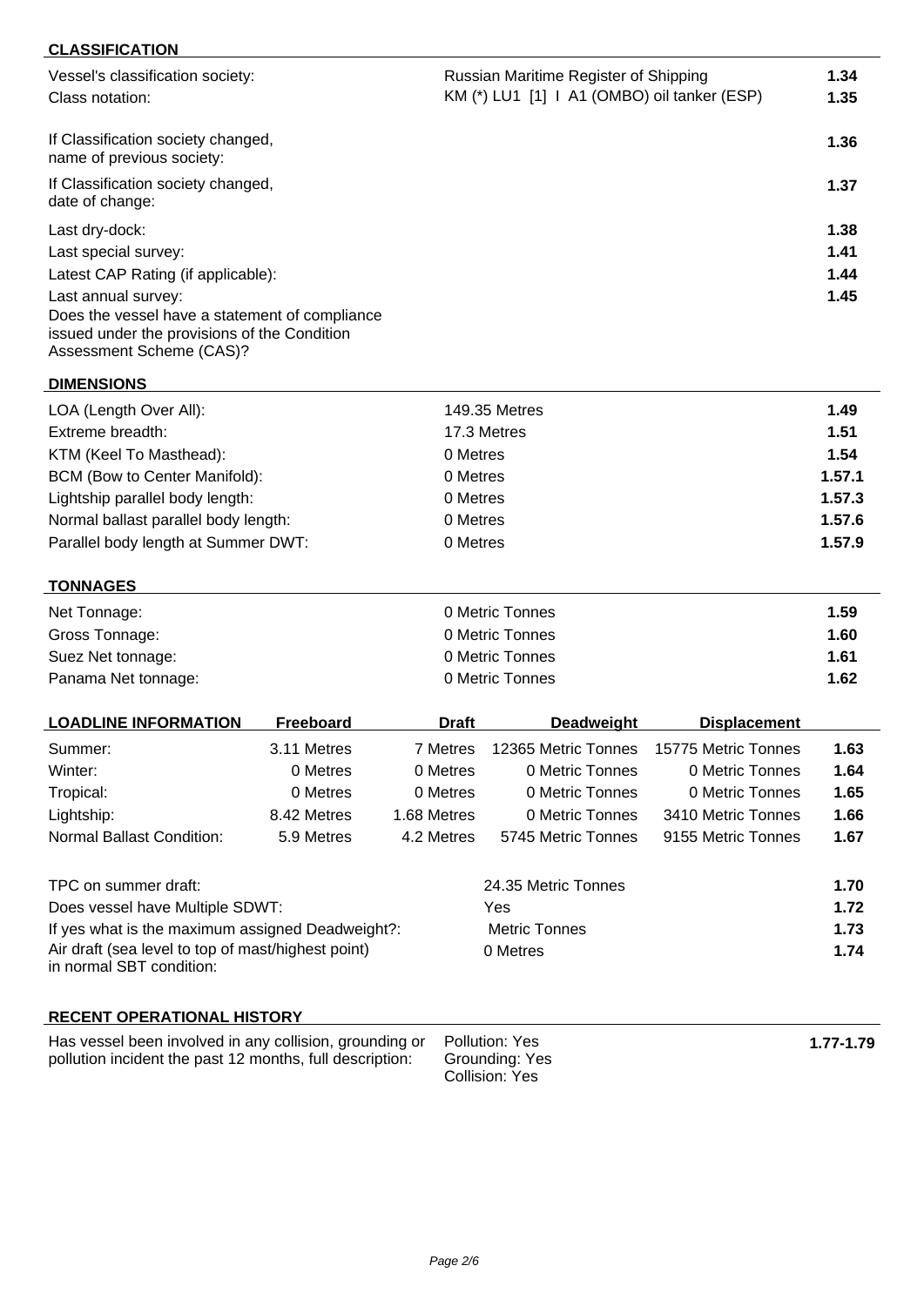## CLASSIFICATION

| | | |
|---|---|---|
| Vessel's classification society: | Russian Maritime Register of Shipping | **1.34** |
| Class notation: | KM (*) LU1 [1] I A1 (OMBO) oil tanker (ESP) | **1.35** |
| If Classification society changed, name of previous society: | | **1.36** |
| If Classification society changed, date of change: | | **1.37** |
| Last dry-dock: | | **1.38** |
| Last special survey: | | **1.41** |
| Latest CAP Rating (if applicable): | | **1.44** |
| Last annual survey: | | **1.45** |
| Does the vessel have a statement of compliance issued under the provisions of the Condition Assessment Scheme (CAS)? | | |

## DIMENSIONS

| | | |
|---|---|---|
| LOA (Length Over All): | 149.35 Metres | **1.49** |
| Extreme breadth: | 17.3 Metres | **1.51** |
| KTM (Keel To Masthead): | 0 Metres | **1.54** |
| BCM (Bow to Center Manifold): | 0 Metres | **1.57.1** |
| Lightship parallel body length: | 0 Metres | **1.57.3** |
| Normal ballast parallel body length: | 0 Metres | **1.57.6** |
| Parallel body length at Summer DWT: | 0 Metres | **1.57.9** |

## TONNAGES

| | | |
|---|---|---|
| Net Tonnage: | 0 Metric Tonnes | **1.59** |
| Gross Tonnage: | 0 Metric Tonnes | **1.60** |
| Suez Net tonnage: | 0 Metric Tonnes | **1.61** |
| Panama Net tonnage: | 0 Metric Tonnes | **1.62** |

| LOADLINE INFORMATION | Freeboard | Draft | Deadweight | Displacement | |
|---|---|---|---|---|---|
| Summer: | 3.11 Metres | 7 Metres | 12365 Metric Tonnes | 15775 Metric Tonnes | **1.63** |
| Winter: | 0 Metres | 0 Metres | 0 Metric Tonnes | 0 Metric Tonnes | **1.64** |
| Tropical: | 0 Metres | 0 Metres | 0 Metric Tonnes | 0 Metric Tonnes | **1.65** |
| Lightship: | 8.42 Metres | 1.68 Metres | 0 Metric Tonnes | 3410 Metric Tonnes | **1.66** |
| Normal Ballast Condition: | 5.9 Metres | 4.2 Metres | 5745 Metric Tonnes | 9155 Metric Tonnes | **1.67** |

| | | |
|---|---|---|
| TPC on summer draft: | 24.35 Metric Tonnes | **1.70** |
| Does vessel have Multiple SDWT: | Yes | **1.72** |
| If yes what is the maximum assigned Deadweight?: | Metric Tonnes | **1.73** |
| Air draft (sea level to top of mast/highest point) in normal SBT condition: | 0 Metres | **1.74** |

## RECENT OPERATIONAL HISTORY

| | | |
|---|---|---|
| Has vessel been involved in any collision, grounding or pollution incident the past 12 months, full description: | Pollution: Yes<br>Grounding: Yes<br>Collision: Yes | **1.77-1.79** |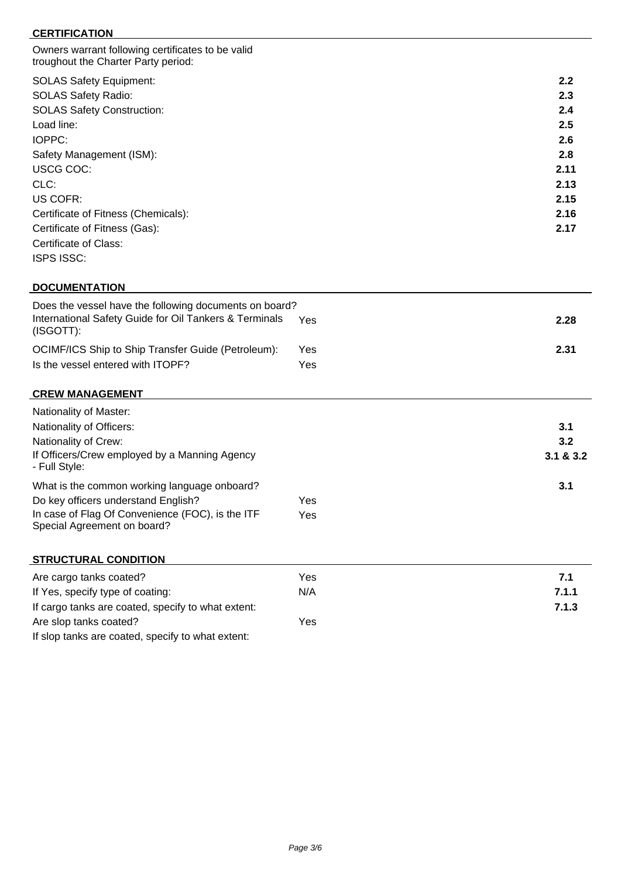**CERTIFICATION**

Owners warrant following certificates to be valid troughout the Charter Party period:

| | | |
|---|---|---|
| SOLAS Safety Equipment: | | **2.2** |
| SOLAS Safety Radio: | | **2.3** |
| SOLAS Safety Construction: | | **2.4** |
| Load line: | | **2.5** |
| IOPPC: | | **2.6** |
| Safety Management (ISM): | | **2.8** |
| USCG COC: | | **2.11** |
| CLC: | | **2.13** |
| US COFR: | | **2.15** |
| Certificate of Fitness (Chemicals): | | **2.16** |
| Certificate of Fitness (Gas): | | **2.17** |
| Certificate of Class: | | |
| ISPS ISSC: | | |

**DOCUMENTATION**

Does the vessel have the following documents on board?

| | | |
|---|---|---|
| International Safety Guide for Oil Tankers & Terminals (ISGOTT): | Yes | **2.28** |
| OCIMF/ICS Ship to Ship Transfer Guide (Petroleum): | Yes | **2.31** |
| Is the vessel entered with ITOPF? | Yes | |

**CREW MANAGEMENT**

| | | |
|---|---|---|
| Nationality of Master: | | |
| Nationality of Officers: | | **3.1** |
| Nationality of Crew: | | **3.2** |
| If Officers/Crew employed by a Manning Agency - Full Style: | | **3.1 & 3.2** |
| What is the common working language onboard? | | **3.1** |
| Do key officers understand English? | Yes | |
| In case of Flag Of Convenience (FOC), is the ITF Special Agreement on board? | Yes | |

**STRUCTURAL CONDITION**

| | | |
|---|---|---|
| Are cargo tanks coated? | Yes | **7.1** |
| If Yes, specify type of coating: | N/A | **7.1.1** |
| If cargo tanks are coated, specify to what extent: | | **7.1.3** |
| Are slop tanks coated? | Yes | |
| If slop tanks are coated, specify to what extent: | | |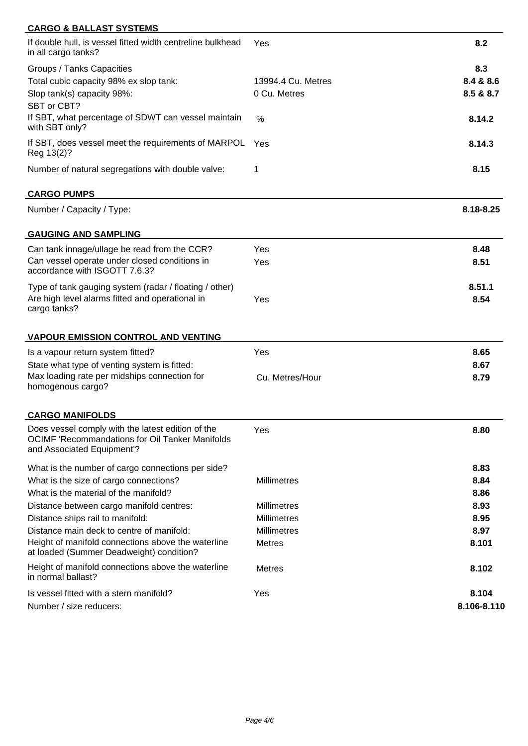## CARGO & BALLAST SYSTEMS

| | | |
|---|---|---|
| If double hull, is vessel fitted width centreline bulkhead in all cargo tanks? | Yes | **8.2** |
| Groups / Tanks Capacities | | **8.3** |
| Total cubic capacity 98% ex slop tank: | 13994.4 Cu. Metres | **8.4 & 8.6** |
| Slop tank(s) capacity 98%: | 0 Cu. Metres | **8.5 & 8.7** |
| SBT or CBT? | | |
| If SBT, what percentage of SDWT can vessel maintain with SBT only? | % | **8.14.2** |
| If SBT, does vessel meet the requirements of MARPOL Reg 13(2)? | Yes | **8.14.3** |
| Number of natural segregations with double valve: | 1 | **8.15** |

## CARGO PUMPS

| | | |
|---|---|---|
| Number / Capacity / Type: | | **8.18-8.25** |

## GAUGING AND SAMPLING

| | | |
|---|---|---|
| Can tank innage/ullage be read from the CCR? | Yes | **8.48** |
| Can vessel operate under closed conditions in accordance with ISGOTT 7.6.3? | Yes | **8.51** |
| Type of tank gauging system (radar / floating / other) | | **8.51.1** |
| Are high level alarms fitted and operational in cargo tanks? | Yes | **8.54** |

## VAPOUR EMISSION CONTROL AND VENTING

| | | |
|---|---|---|
| Is a vapour return system fitted? | Yes | **8.65** |
| State what type of venting system is fitted: | | **8.67** |
| Max loading rate per midships connection for homogenous cargo? | Cu. Metres/Hour | **8.79** |

## CARGO MANIFOLDS

| | | |
|---|---|---|
| Does vessel comply with the latest edition of the OCIMF 'Recommandations for Oil Tanker Manifolds and Associated Equipment'? | Yes | **8.80** |
| What is the number of cargo connections per side? | | **8.83** |
| What is the size of cargo connections? | Millimetres | **8.84** |
| What is the material of the manifold? | | **8.86** |
| Distance between cargo manifold centres: | Millimetres | **8.93** |
| Distance ships rail to manifold: | Millimetres | **8.95** |
| Distance main deck to centre of manifold: | Millimetres | **8.97** |
| Height of manifold connections above the waterline at loaded (Summer Deadweight) condition? | Metres | **8.101** |
| Height of manifold connections above the waterline in normal ballast? | Metres | **8.102** |
| Is vessel fitted with a stern manifold? | Yes | **8.104** |
| Number / size reducers: | | **8.106-8.110** |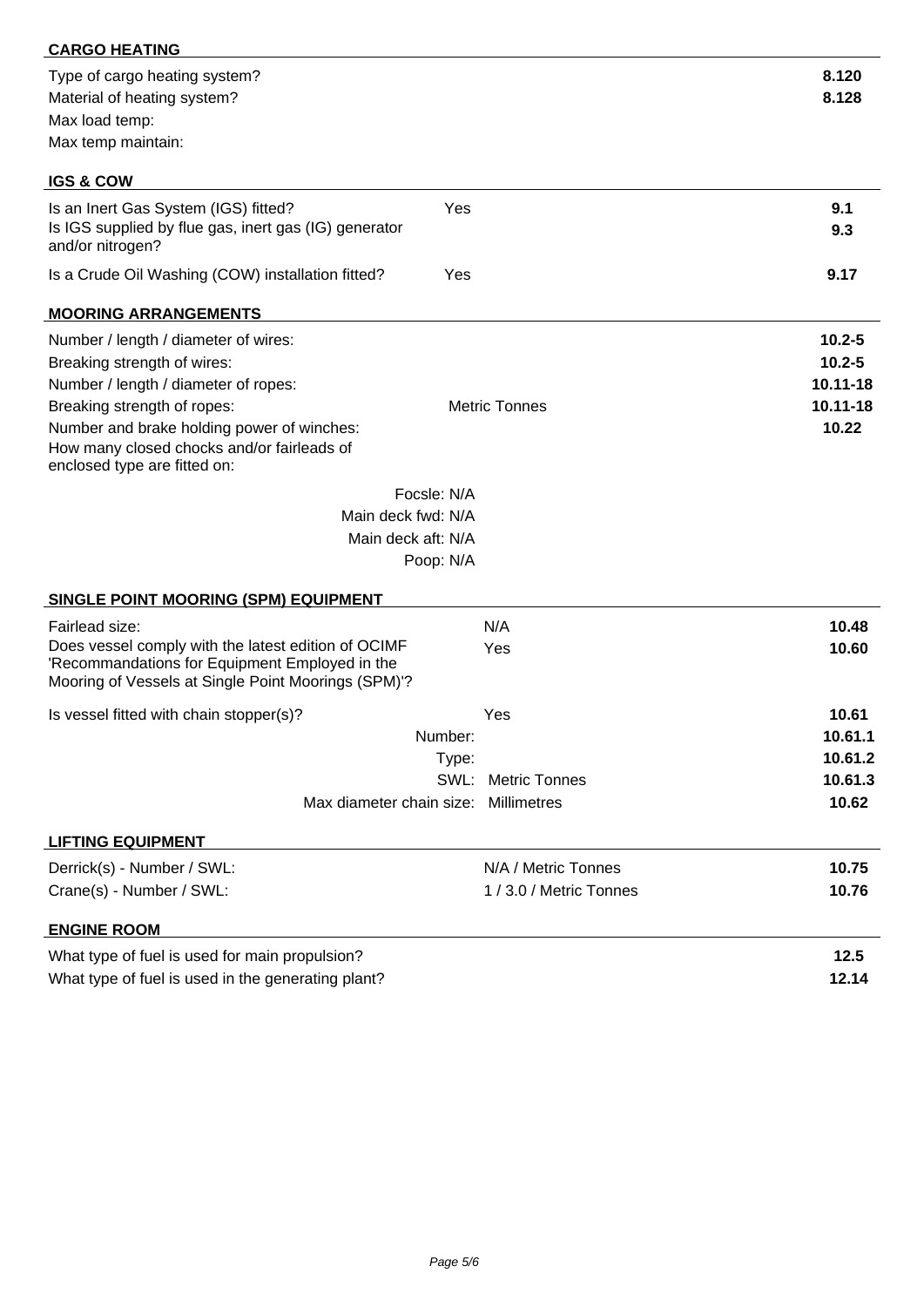## CARGO HEATING

| | | |
|---|---|---|
| Type of cargo heating system? | | **8.120** |
| Material of heating system? | | **8.128** |
| Max load temp: | | |
| Max temp maintain: | | |

## IGS & COW

| | | |
|---|---|---|
| Is an Inert Gas System (IGS) fitted? | Yes | **9.1** |
| Is IGS supplied by flue gas, inert gas (IG) generator and/or nitrogen? | | **9.3** |
| Is a Crude Oil Washing (COW) installation fitted? | Yes | **9.17** |

## MOORING ARRANGEMENTS

| | | |
|---|---|---|
| Number / length / diameter of wires: | | **10.2-5** |
| Breaking strength of wires: | | **10.2-5** |
| Number / length / diameter of ropes: | | **10.11-18** |
| Breaking strength of ropes: | Metric Tonnes | **10.11-18** |
| Number and brake holding power of winches: | | **10.22** |
| How many closed chocks and/or fairleads of enclosed type are fitted on: | | |
| Focsle: N/A | | |
| Main deck fwd: N/A | | |
| Main deck aft: N/A | | |
| Poop: N/A | | |

## SINGLE POINT MOORING (SPM) EQUIPMENT

| | | |
|---|---|---|
| Fairlead size: | N/A | **10.48** |
| Does vessel comply with the latest edition of OCIMF 'Recommandations for Equipment Employed in the Mooring of Vessels at Single Point Moorings (SPM)'? | Yes | **10.60** |
| Is vessel fitted with chain stopper(s)? | Yes | **10.61** |
| Number: | | **10.61.1** |
| Type: | | **10.61.2** |
| SWL: | Metric Tonnes | **10.61.3** |
| Max diameter chain size: | Millimetres | **10.62** |

## LIFTING EQUIPMENT

| | | |
|---|---|---|
| Derrick(s) - Number / SWL: | N/A / Metric Tonnes | **10.75** |
| Crane(s) - Number / SWL: | 1 / 3.0 / Metric Tonnes | **10.76** |

## ENGINE ROOM

| | | |
|---|---|---|
| What type of fuel is used for main propulsion? | | **12.5** |
| What type of fuel is used in the generating plant? | | **12.14** |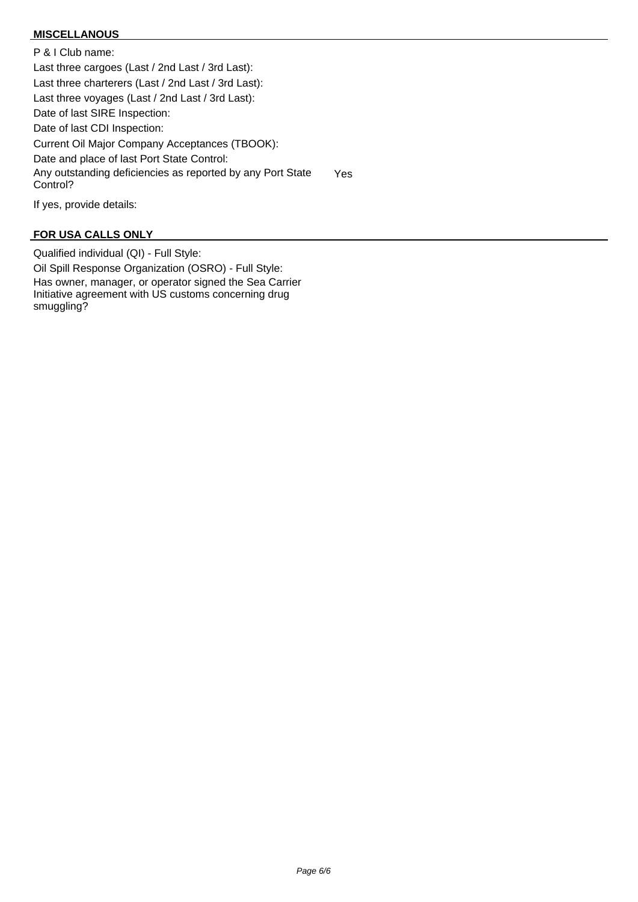## MISCELLANOUS

| | |
|---|---|
| P & I Club name: | |
| Last three cargoes (Last / 2nd Last / 3rd Last): | |
| Last three charterers (Last / 2nd Last / 3rd Last): | |
| Last three voyages (Last / 2nd Last / 3rd Last): | |
| Date of last SIRE Inspection: | |
| Date of last CDI Inspection: | |
| Current Oil Major Company Acceptances (TBOOK): | |
| Date and place of last Port State Control: | |
| Any outstanding deficiencies as reported by any Port State Control? | Yes |
| If yes, provide details: | |

## FOR USA CALLS ONLY

| | |
|---|---|
| Qualified individual (QI) - Full Style: | |
| Oil Spill Response Organization (OSRO) - Full Style: | |
| Has owner, manager, or operator signed the Sea Carrier Initiative agreement with US customs concerning drug smuggling? | |